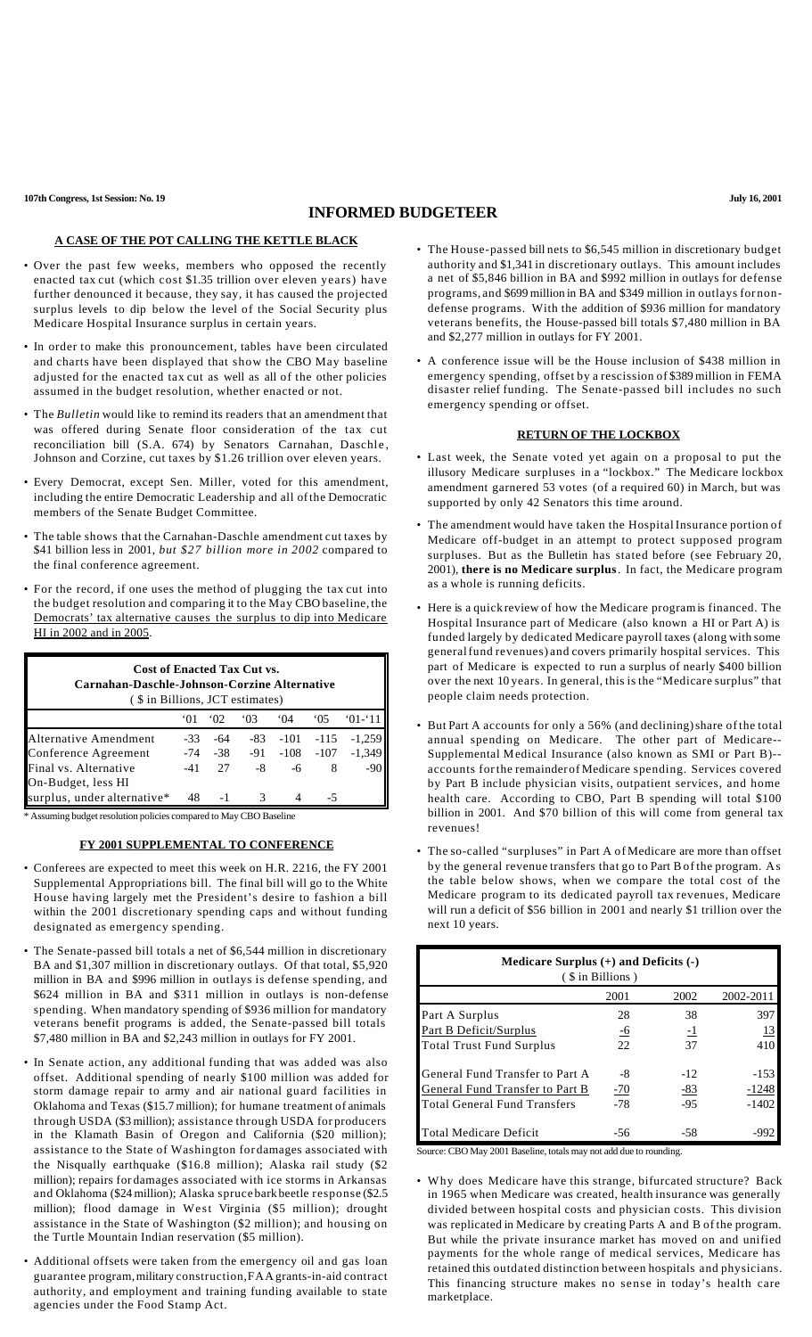# INFORMED BUDGETEER

## A CASE OF THE POT CALLING THE KETTLE BLACK

- Over the past few weeks, members who opposed the recently enacted tax cut (which cost $1.35 trillion over eleven years) have further denounced it because, they say, it has caused the projected surplus levels to dip below the level of the Social Security plus Medicare Hospital Insurance surplus in certain years.
- In order to make this pronouncement, tables have been circulated and charts have been displayed that show the CBO May baseline adjusted for the enacted tax cut as well as all of the other policies assumed in the budget resolution, whether enacted or not.
- The *Bulletin* would like to remind its readers that an amendment that was offered during Senate floor consideration of the tax cut reconciliation bill (S.A. 674) by Senators Carnahan, Daschle, Johnson and Corzine, cut taxes by $1.26 trillion over eleven years.
- Every Democrat, except Sen. Miller, voted for this amendment, including the entire Democratic Leadership and all of the Democratic members of the Senate Budget Committee.
- The table shows that the Carnahan-Daschle amendment cut taxes by $41 billion less in 2001, *but $27 billion more in 2002* compared to the final conference agreement.
- For the record, if one uses the method of plugging the tax cut into the budget resolution and comparing it to the May CBO baseline, the Democrats' tax alternative causes the surplus to dip into Medicare HI in 2002 and in 2005.

**Cost of Enacted Tax Cut vs. Carnahan-Daschle-Johnson-Corzine Alternative**
($ in Billions, JCT estimates)

| | '01 | '02 | '03 | '04 | '05 | '01-'11 |
|---|---|---|---|---|---|---|
| Alternative Amendment | -33 | -64 | -83 | -101 | -115 | -1,259 |
| Conference Agreement | -74 | -38 | -91 | -108 | -107 | -1,349 |
| Final vs. Alternative | -41 | 27 | -8 | -6 | 8 | -90 |
| On-Budget, less HI surplus, under alternative* | 48 | -1 | 3 | 4 | -5 | |

\* Assuming budget resolution policies compared to May CBO Baseline

## FY 2001 SUPPLEMENTAL TO CONFERENCE

- Conferees are expected to meet this week on H.R. 2216, the FY 2001 Supplemental Appropriations bill. The final bill will go to the White House having largely met the President's desire to fashion a bill within the 2001 discretionary spending caps and without funding designated as emergency spending.
- The Senate-passed bill totals a net of $6,544 million in discretionary BA and $1,307 million in discretionary outlays. Of that total, $5,920 million in BA and $996 million in outlays is defense spending, and $624 million in BA and $311 million in outlays is non-defense spending. When mandatory spending of $936 million for mandatory veterans benefit programs is added, the Senate-passed bill totals $7,480 million in BA and $2,243 million in outlays for FY 2001.
- In Senate action, any additional funding that was added was also offset. Additional spending of nearly $100 million was added for storm damage repair to army and air national guard facilities in Oklahoma and Texas ($15.7 million); for humane treatment of animals through USDA ($3 million); assistance through USDA for producers in the Klamath Basin of Oregon and California ($20 million); assistance to the State of Washington for damages associated with the Nisqually earthquake ($16.8 million); Alaska rail study ($2 million); repairs for damages associated with ice storms in Arkansas and Oklahoma ($24 million); Alaska spruce bark beetle response ($2.5 million); flood damage in West Virginia ($5 million); drought assistance in the State of Washington ($2 million); and housing on the Turtle Mountain Indian reservation ($5 million).
- Additional offsets were taken from the emergency oil and gas loan guarantee program, military construction, FAA grants-in-aid contract authority, and employment and training funding available to state agencies under the Food Stamp Act.
- The House-passed bill nets to $6,545 million in discretionary budget authority and $1,341 in discretionary outlays. This amount includes a net of $5,846 billion in BA and $992 million in outlays for defense programs, and $699 million in BA and $349 million in outlays for non-defense programs. With the addition of $936 million for mandatory veterans benefits, the House-passed bill totals $7,480 million in BA and $2,277 million in outlays for FY 2001.
- A conference issue will be the House inclusion of $438 million in emergency spending, offset by a rescission of $389 million in FEMA disaster relief funding. The Senate-passed bill includes no such emergency spending or offset.

## RETURN OF THE LOCKBOX

- Last week, the Senate voted yet again on a proposal to put the illusory Medicare surpluses in a "lockbox." The Medicare lockbox amendment garnered 53 votes (of a required 60) in March, but was supported by only 42 Senators this time around.
- The amendment would have taken the Hospital Insurance portion of Medicare off-budget in an attempt to protect supposed program surpluses. But as the Bulletin has stated before (see February 20, 2001), **there is no Medicare surplus**. In fact, the Medicare program as a whole is running deficits.
- Here is a quick review of how the Medicare program is financed. The Hospital Insurance part of Medicare (also known a HI or Part A) is funded largely by dedicated Medicare payroll taxes (along with some general fund revenues) and covers primarily hospital services. This part of Medicare is expected to run a surplus of nearly $400 billion over the next 10 years. In general, this is the "Medicare surplus" that people claim needs protection.
- But Part A accounts for only a 56% (and declining) share of the total annual spending on Medicare. The other part of Medicare--Supplemental Medical Insurance (also known as SMI or Part B)--accounts for the remainder of Medicare spending. Services covered by Part B include physician visits, outpatient services, and home health care. According to CBO, Part B spending will total $100 billion in 2001. And $70 billion of this will come from general tax revenues!
- The so-called "surpluses" in Part A of Medicare are more than offset by the general revenue transfers that go to Part B of the program. As the table below shows, when we compare the total cost of the Medicare program to its dedicated payroll tax revenues, Medicare will run a deficit of $56 billion in 2001 and nearly $1 trillion over the next 10 years.

**Medicare Surplus (+) and Deficits (-)**
($ in Billions)

| | 2001 | 2002 | 2002-2011 |
|---|---|---|---|
| Part A Surplus | 28 | 38 | 397 |
| Part B Deficit/Surplus | -6 | -1 | 13 |
| Total Trust Fund Surplus | 22 | 37 | 410 |
| General Fund Transfer to Part A | -8 | -12 | -153 |
| General Fund Transfer to Part B | -70 | -83 | -1248 |
| Total General Fund Transfers | -78 | -95 | -1402 |
| Total Medicare Deficit | -56 | -58 | -992 |

Source: CBO May 2001 Baseline, totals may not add due to rounding.

- Why does Medicare have this strange, bifurcated structure? Back in 1965 when Medicare was created, health insurance was generally divided between hospital costs and physician costs. This division was replicated in Medicare by creating Parts A and B of the program. But while the private insurance market has moved on and unified payments for the whole range of medical services, Medicare has retained this outdated distinction between hospitals and physicians. This financing structure makes no sense in today's health care marketplace.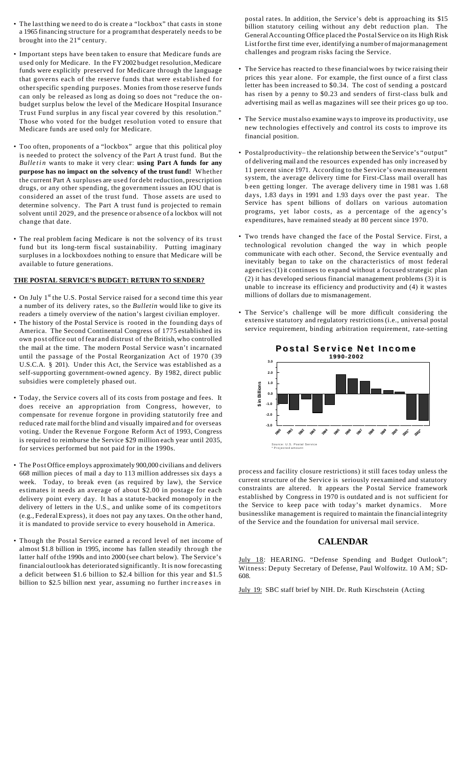- The last thing we need to do is create a "lockbox" that casts in stone a 1965 financing structure for a program that desperately needs to be brought into the 21st century.

- Important steps have been taken to ensure that Medicare funds are used only for Medicare. In the FY2002 budget resolution, Medicare funds were explicitly preserved for Medicare through the language that governs each of the reserve funds that were established for other specific spending purposes. Monies from those reserve funds can only be released as long as doing so does not "reduce the on-budget surplus below the level of the Medicare Hospital Insurance Trust Fund surplus in any fiscal year covered by this resolution." Those who voted for the budget resolution voted to ensure that Medicare funds are used only for Medicare.

- Too often, proponents of a "lockbox" argue that this political ploy is needed to protect the solvency of the Part A trust fund. But the *Bulletin* wants to make it very clear: **using Part A funds for any purpose has no impact on the solvency of the trust fund!** Whether the current Part A surpluses are used for debt reduction, prescription drugs, or any other spending, the government issues an IOU that is considered an asset of the trust fund. Those assets are used to determine solvency. The Part A trust fund is projected to remain solvent until 2029, and the presence or absence of a lockbox will not change that date.

- The real problem facing Medicare is not the solvency of its trust fund but its long-term fiscal sustainability. Putting imaginary surpluses in a lockboxdoes nothing to ensure that Medicare will be available to future generations.

## THE POSTAL SERVICE'S BUDGET: RETURN TO SENDER?

- On July 1st the U.S. Postal Service raised for a second time this year a number of its delivery rates, so the *Bulletin* would like to give its readers a timely overview of the nation's largest civilian employer.
- The history of the Postal Service is rooted in the founding days of America. The Second Continental Congress of 1775 established its own post office out of fear and distrust of the British, who controlled the mail at the time. The modern Postal Service wasn't incarnated until the passage of the Postal Reorganization Act of 1970 (39 U.S.C.A. § 201). Under this Act, the Service was established as a self-supporting government-owned agency. By 1982, direct public subsidies were completely phased out.

- Today, the Service covers all of its costs from postage and fees. It does receive an appropriation from Congress, however, to compensate for revenue forgone in providing statutorily free and reduced rate mail for the blind and visually impaired and for overseas voting. Under the Revenue Forgone Reform Act of 1993, Congress is required to reimburse the Service $29 million each year until 2035, for services performed but not paid for in the 1990s.

- The Post Office employs approximately 900,000 civilians and delivers 668 million pieces of mail a day to 113 million addresses six days a week. Today, to break even (as required by law), the Service estimates it needs an average of about $2.00 in postage for each delivery point every day. It has a statute-backed monopoly in the delivery of letters in the U.S., and unlike some of its competitors (e.g., Federal Express), it does not pay any taxes. On the other hand, it is mandated to provide service to every household in America.

- Though the Postal Service earned a record level of net income of almost $1.8 billion in 1995, income has fallen steadily through the latter half of the 1990s and into 2000 (see chart below). The Service's financial outlook has deteriorated significantly. It is now forecasting a deficit between $1.6 billion to $2.4 billion for this year and $1.5 billion to $2.5 billion next year, assuming no further increases in postal rates. In addition, the Service's debt is approaching its $15 billion statutory ceiling without any debt reduction plan. The General Accounting Office placed the Postal Service on its High Risk List for the first time ever, identifying a number of major management challenges and program risks facing the Service.

- The Service has reacted to these financial woes by twice raising their prices this year alone. For example, the first ounce of a first class letter has been increased to $0.34. The cost of sending a postcard has risen by a penny to $0.23 and senders of first-class bulk and advertising mail as well as magazines will see their prices go up too.

- The Service must also examine ways to improve its productivity, use new technologies effectively and control its costs to improve its financial position.

- Postal productivity– the relationship between the Service's "output" of delivering mail and the resources expended has only increased by 11 percent since 1971. According to the Service's own measurement system, the average delivery time for First-Class mail overall has been getting longer. The average delivery time in 1981 was 1.68 days, 1.83 days in 1991 and 1.93 days over the past year. The Service has spent billions of dollars on various automation programs, yet labor costs, as a percentage of the agency's expenditures, have remained steady at 80 percent since 1970.

- Two trends have changed the face of the Postal Service. First, a technological revolution changed the way in which people communicate with each other. Second, the Service eventually and inevitably began to take on the characteristics of most federal agencies:(1) it continues to expand without a focused strategic plan (2) it has developed serious financial management problems (3) it is unable to increase its efficiency and productivity and (4) it wastes millions of dollars due to mismanagement.

- The Service's challenge will be more difficult considering the extensive statutory and regulatory restrictions (i.e., universal postal service requirement, binding arbitration requirement, rate-setting process and facility closure restrictions) it still faces today unless the current structure of the Service is seriously reexamined and statutory constraints are altered. It appears the Postal Service framework established by Congress in 1970 is outdated and is not sufficient for the Service to keep pace with today's market dynamics. More businesslike management is required to maintain the financial integrity of the Service and the foundation for universal mail service.

**Postal Service Net Income**
**1990-2002**

$ in Billions (1990–2002; 2001* and 2002* projected)

Source: U.S. Postal Service
* Projected amount

## CALENDAR

July 18: HEARING. "Defense Spending and Budget Outlook"; Witness: Deputy Secretary of Defense, Paul Wolfowitz. 10 AM; SD-608.

July 19: SBC staff brief by NIH. Dr. Ruth Kirschstein (Acting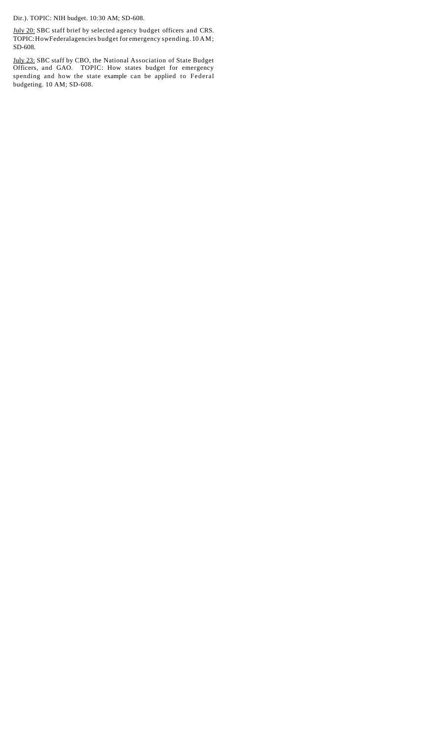Dir.). TOPIC: NIH budget. 10:30 AM; SD-608.

July 20: SBC staff brief by selected agency budget officers and CRS. TOPIC: How Federal agencies budget for emergency spending. 10 AM; SD-608.

July 23: SBC staff by CBO, the National Association of State Budget Officers, and GAO. TOPIC: How states budget for emergency spending and how the state example can be applied to Federal budgeting. 10 AM; SD-608.